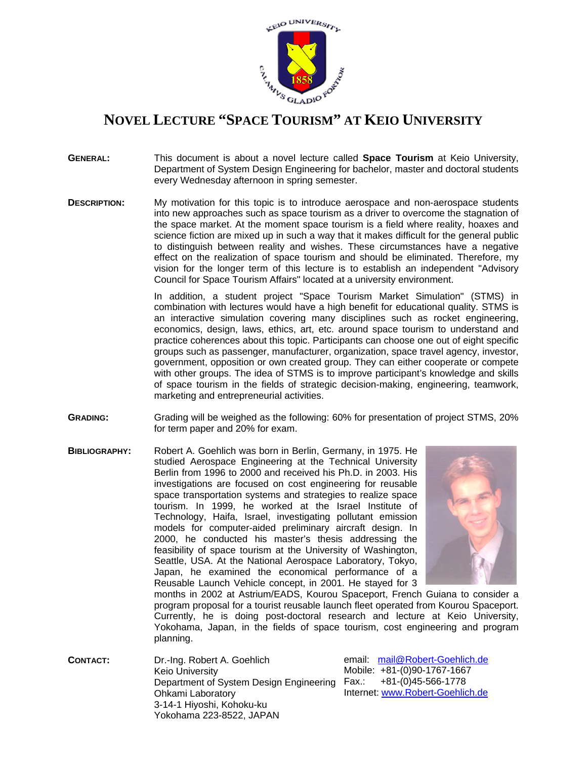# NOVEL LECTURE "SPACE TOURISM" AT KEIO UNIVERSITY

**GENERAL:** This document is about a novel lecture called **Space Tourism** at Keio University, Department of System Design Engineering for bachelor, master and doctoral students every Wednesday afternoon in spring semester.

**DESCRIPTION:** My motivation for this topic is to introduce aerospace and non-aerospace students into new approaches such as space tourism as a driver to overcome the stagnation of the space market. At the moment space tourism is a field where reality, hoaxes and science fiction are mixed up in such a way that it makes difficult for the general public to distinguish between reality and wishes. These circumstances have a negative effect on the realization of space tourism and should be eliminated. Therefore, my vision for the longer term of this lecture is to establish an independent "Advisory Council for Space Tourism Affairs" located at a university environment.

In addition, a student project "Space Tourism Market Simulation" (STMS) in combination with lectures would have a high benefit for educational quality. STMS is an interactive simulation covering many disciplines such as rocket engineering, economics, design, laws, ethics, art, etc. around space tourism to understand and practice coherences about this topic. Participants can choose one out of eight specific groups such as passenger, manufacturer, organization, space travel agency, investor, government, opposition or own created group. They can either cooperate or compete with other groups. The idea of STMS is to improve participant's knowledge and skills of space tourism in the fields of strategic decision-making, engineering, teamwork, marketing and entrepreneurial activities.

**GRADING:** Grading will be weighed as the following: 60% for presentation of project STMS, 20% for term paper and 20% for exam.

**BIBLIOGRAPHY:** Robert A. Goehlich was born in Berlin, Germany, in 1975. He studied Aerospace Engineering at the Technical University Berlin from 1996 to 2000 and received his Ph.D. in 2003. His investigations are focused on cost engineering for reusable space transportation systems and strategies to realize space tourism. In 1999, he worked at the Israel Institute of Technology, Haifa, Israel, investigating pollutant emission models for computer-aided preliminary aircraft design. In 2000, he conducted his master's thesis addressing the feasibility of space tourism at the University of Washington, Seattle, USA. At the National Aerospace Laboratory, Tokyo, Japan, he examined the economical performance of a Reusable Launch Vehicle concept, in 2001. He stayed for 3 months in 2002 at Astrium/EADS, Kourou Spaceport, French Guiana to consider a program proposal for a tourist reusable launch fleet operated from Kourou Spaceport. Currently, he is doing post-doctoral research and lecture at Keio University, Yokohama, Japan, in the fields of space tourism, cost engineering and program planning.

**CONTACT:**

Dr.-Ing. Robert A. Goehlich
Keio University
Department of System Design Engineering
Ohkami Laboratory
3-14-1 Hiyoshi, Kohoku-ku
Yokohama 223-8522, JAPAN

email: mail@Robert-Goehlich.de
Mobile: +81-(0)90-1767-1667
Fax.: +81-(0)45-566-1778
Internet: www.Robert-Goehlich.de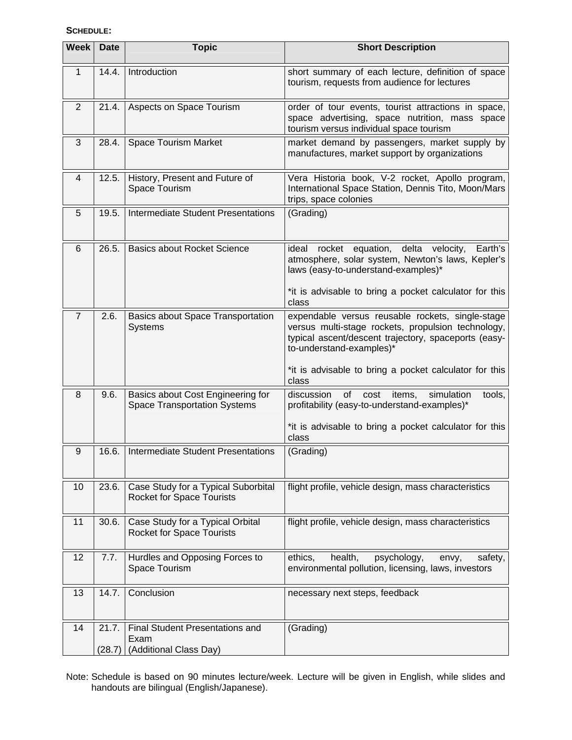**SCHEDULE:**

| Week | Date | Topic | Short Description |
|---|---|---|---|
| 1 | 14.4. | Introduction | short summary of each lecture, definition of space tourism, requests from audience for lectures |
| 2 | 21.4. | Aspects on Space Tourism | order of tour events, tourist attractions in space, space advertising, space nutrition, mass space tourism versus individual space tourism |
| 3 | 28.4. | Space Tourism Market | market demand by passengers, market supply by manufactures, market support by organizations |
| 4 | 12.5. | History, Present and Future of Space Tourism | Vera Historia book, V-2 rocket, Apollo program, International Space Station, Dennis Tito, Moon/Mars trips, space colonies |
| 5 | 19.5. | Intermediate Student Presentations | (Grading) |
| 6 | 26.5. | Basics about Rocket Science | ideal rocket equation, delta velocity, Earth's atmosphere, solar system, Newton's laws, Kepler's laws (easy-to-understand-examples)*<br><br>*it is advisable to bring a pocket calculator for this class |
| 7 | 2.6. | Basics about Space Transportation Systems | expendable versus reusable rockets, single-stage versus multi-stage rockets, propulsion technology, typical ascent/descent trajectory, spaceports (easy-to-understand-examples)*<br><br>*it is advisable to bring a pocket calculator for this class |
| 8 | 9.6. | Basics about Cost Engineering for Space Transportation Systems | discussion of cost items, simulation tools, profitability (easy-to-understand-examples)*<br><br>*it is advisable to bring a pocket calculator for this class |
| 9 | 16.6. | Intermediate Student Presentations | (Grading) |
| 10 | 23.6. | Case Study for a Typical Suborbital Rocket for Space Tourists | flight profile, vehicle design, mass characteristics |
| 11 | 30.6. | Case Study for a Typical Orbital Rocket for Space Tourists | flight profile, vehicle design, mass characteristics |
| 12 | 7.7. | Hurdles and Opposing Forces to Space Tourism | ethics, health, psychology, envy, safety, environmental pollution, licensing, laws, investors |
| 13 | 14.7. | Conclusion | necessary next steps, feedback |
| 14 | 21.7.<br>(28.7) | Final Student Presentations and Exam<br>(Additional Class Day) | (Grading) |

Note: Schedule is based on 90 minutes lecture/week. Lecture will be given in English, while slides and handouts are bilingual (English/Japanese).